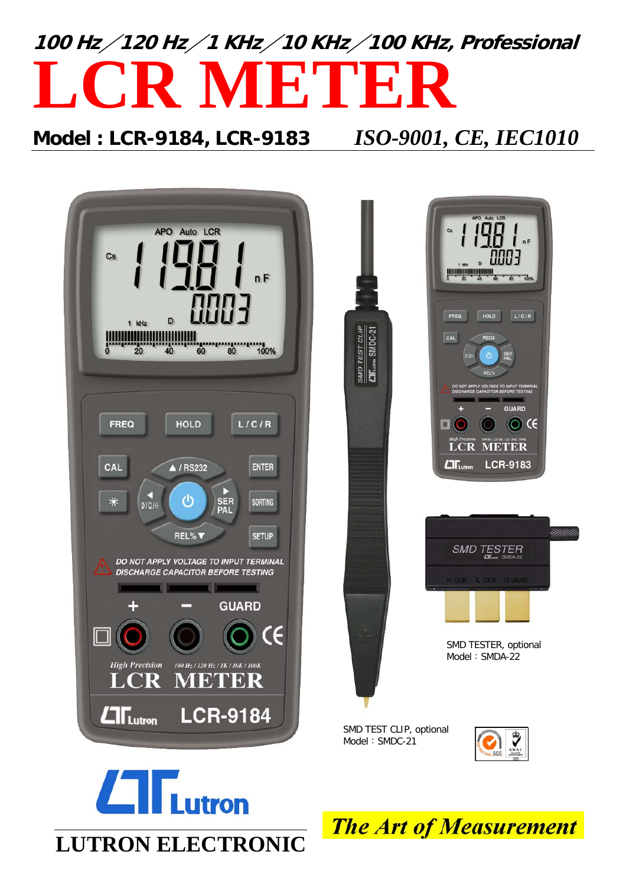***100 Hz／120 Hz／1 KHz／10 KHz／100 KHz, Professional***

# LCR METER

**Model : LCR-9184, LCR-9183** *ISO-9001, CE, IEC1010*

SMD TESTER, optional
Model：SMDA-22

SMD TEST CLIP, optional
Model：SMDC-21

**LUTRON ELECTRONIC**

***The Art of Measurement***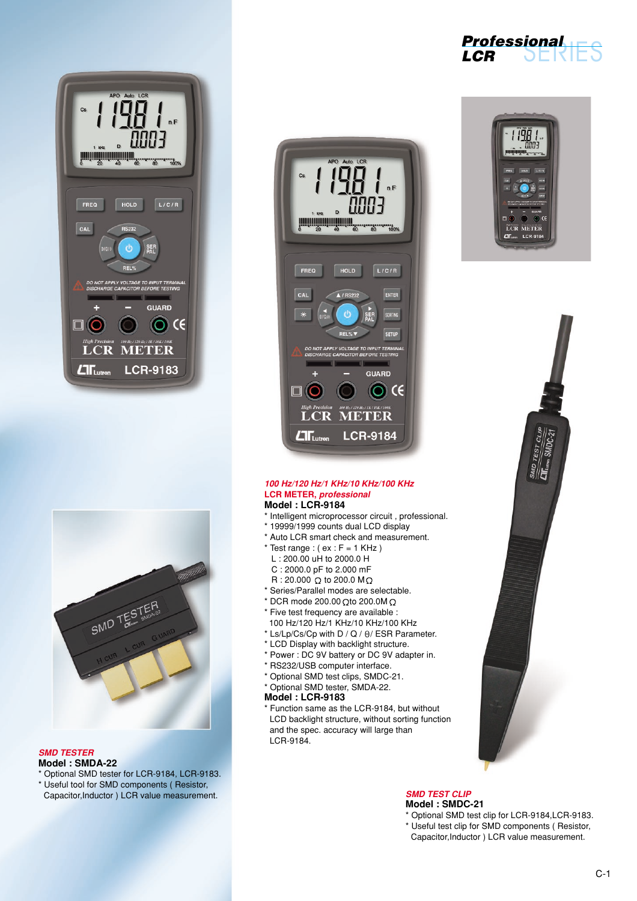# Professional LCR SERIES

*100 Hz/120 Hz/1 KHz/10 KHz/100 KHz*
**LCR METER, *professional***
**Model : LCR-9184**

* Intelligent microprocessor circuit , professional.
* 19999/1999 counts dual LCD display
* Auto LCR smart check and measurement.
* Test range : ( ex : F = 1 KHz )
  L : 200.00 uH to 2000.0 H
  C : 2000.0 pF to 2.000 mF
  R : 20.000 Ω to 200.0 MΩ
* Series/Parallel modes are selectable.
* DCR mode 200.00 Ωto 200.0M Ω
* Five test frequency are available :
  100 Hz/120 Hz/1 KHz/10 KHz/100 KHz
* Ls/Lp/Cs/Cp with D / Q / θ/ ESR Parameter.
* LCD Display with backlight structure.
* Power : DC 9V battery or DC 9V adapter in.
* RS232/USB computer interface.
* Optional SMD test clips, SMDC-21.
* Optional SMD tester, SMDA-22.

**Model : LCR-9183**

* Function same as the LCR-9184, but without LCD backlight structure, without sorting function and the spec. accuracy will large than LCR-9184.

*SMD TESTER*
**Model : SMDA-22**

* Optional SMD tester for LCR-9184, LCR-9183.
* Useful tool for SMD components ( Resistor, Capacitor,Inductor ) LCR value measurement.

*SMD TEST CLIP*
**Model : SMDC-21**

* Optional SMD test clip for LCR-9184,LCR-9183.
* Useful test clip for SMD components ( Resistor, Capacitor,Inductor ) LCR value measurement.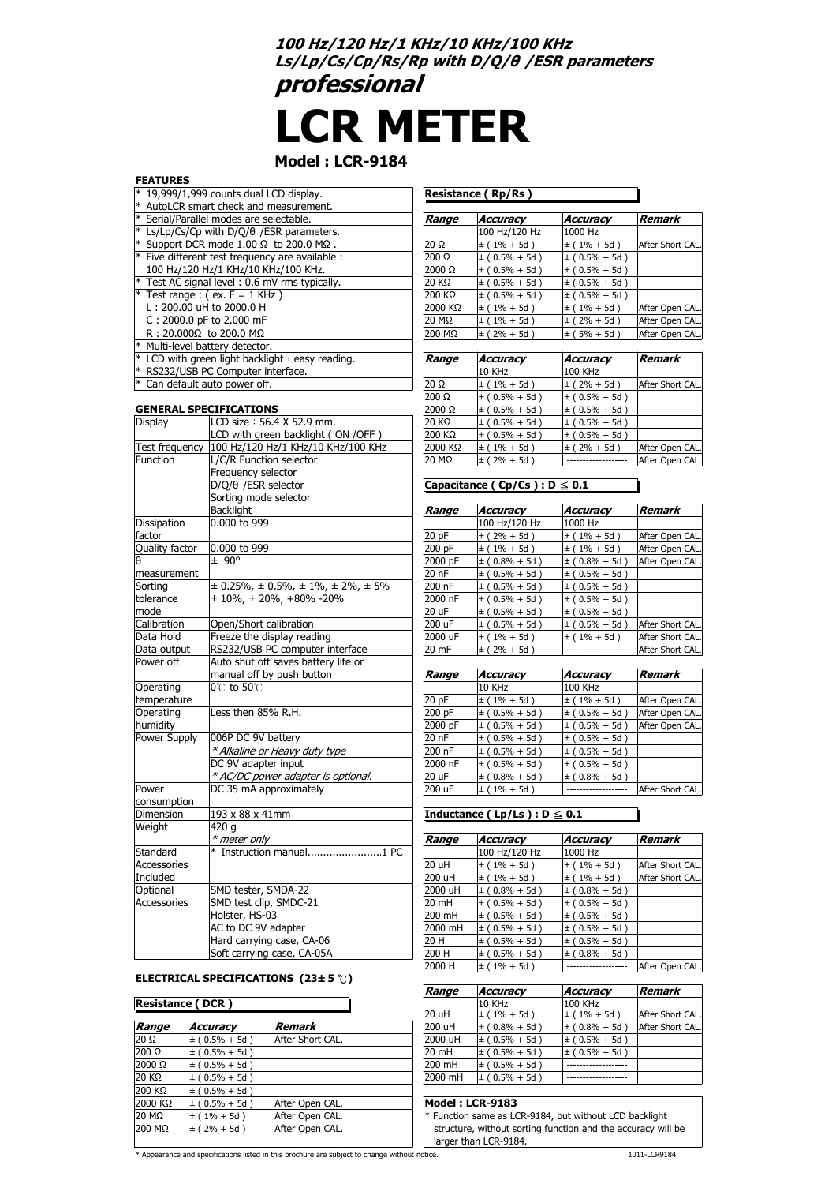# 100 Hz/120 Hz/1 KHz/10 KHz/100 KHz Ls/Lp/Cs/Cp/Rs/Rp with D/Q/θ /ESR parameters professional

# LCR METER

## Model : LCR-9184

### FEATURES

* 19,999/1,999 counts dual LCD display.
* AutoLCR smart check and measurement.
* Serial/Parallel modes are selectable.
* Ls/Lp/Cs/Cp with D/Q/θ /ESR parameters.
* Support DCR mode 1.00 Ω to 200.0 MΩ .
* Five different test frequency are available : 100 Hz/120 Hz/1 KHz/10 KHz/100 KHz.
* Test AC signal level : 0.6 mV rms typically.
* Test range : ( ex. F = 1 KHz )
  L : 200.00 uH to 2000.0 H
  C : 2000.0 pF to 2.000 mF
  R : 20.000Ω to 200.0 MΩ
* Multi-level battery detector.
* LCD with green light backlight, easy reading.
* RS232/USB PC Computer interface.
* Can default auto power off.

### GENERAL SPECIFICATIONS

| | |
|---|---|
| Display | LCD size : 56.4 X 52.9 mm. LCD with green backlight ( ON /OFF ) |
| Test frequency | 100 Hz/120 Hz/1 KHz/10 KHz/100 KHz |
| Function | L/C/R Function selector<br>Frequency selector<br>D/Q/θ /ESR selector<br>Sorting mode selector<br>Backlight |
| Dissipation factor | 0.000 to 999 |
| Quality factor | 0.000 to 999 |
| θ measurement | ± 90° |
| Sorting tolerance mode | ± 0.25%, ± 0.5%, ± 1%, ± 2%, ± 5%<br>± 10%, ± 20%, +80% -20% |
| Calibration | Open/Short calibration |
| Data Hold | Freeze the display reading |
| Data output | RS232/USB PC computer interface |
| Power off | Auto shut off saves battery life or manual off by push button |
| Operating temperature | 0℃ to 50℃ |
| Operating humidity | Less then 85% R.H. |
| Power Supply | 006P DC 9V battery<br>*Alkaline or Heavy duty type*<br>DC 9V adapter input<br>*AC/DC power adapter is optional.* |
| Power consumption | DC 35 mA approximately |
| Dimension | 193 x 88 x 41mm |
| Weight | 420 g<br>*meter only* |
| Standard Accessories Included | * Instruction manual........................1 PC |
| Optional Accessories | SMD tester, SMDA-22<br>SMD test clip, SMDC-21<br>Holster, HS-03<br>AC to DC 9V adapter<br>Hard carrying case, CA-06<br>Soft carrying case, CA-05A |

### ELECTRICAL SPECIFICATIONS (23± 5 ℃)

#### Resistance ( DCR )

| Range | Accuracy | Remark |
|---|---|---|
| 20 Ω | ± ( 0.5% + 5d ) | After Short CAL. |
| 200 Ω | ± ( 0.5% + 5d ) | |
| 2000 Ω | ± ( 0.5% + 5d ) | |
| 20 KΩ | ± ( 0.5% + 5d ) | |
| 200 KΩ | ± ( 0.5% + 5d ) | |
| 2000 KΩ | ± ( 0.5% + 5d ) | After Open CAL. |
| 20 MΩ | ± ( 1% + 5d ) | After Open CAL. |
| 200 MΩ | ± ( 2% + 5d ) | After Open CAL. |

#### Resistance ( Rp/Rs )

| Range | Accuracy | Accuracy | Remark |
|---|---|---|---|
| | 100 Hz/120 Hz | 1000 Hz | |
| 20 Ω | ± ( 1% + 5d ) | ± ( 1% + 5d ) | After Short CAL. |
| 200 Ω | ± ( 0.5% + 5d ) | ± ( 0.5% + 5d ) | |
| 2000 Ω | ± ( 0.5% + 5d ) | ± ( 0.5% + 5d ) | |
| 20 KΩ | ± ( 0.5% + 5d ) | ± ( 0.5% + 5d ) | |
| 200 KΩ | ± ( 0.5% + 5d ) | ± ( 0.5% + 5d ) | |
| 2000 KΩ | ± ( 1% + 5d ) | ± ( 1% + 5d ) | After Open CAL. |
| 20 MΩ | ± ( 1% + 5d ) | ± ( 2% + 5d ) | After Open CAL. |
| 200 MΩ | ± ( 2% + 5d ) | ± ( 5% + 5d ) | After Open CAL. |

| Range | Accuracy | Accuracy | Remark |
|---|---|---|---|
| | 10 KHz | 100 KHz | |
| 20 Ω | ± ( 1% + 5d ) | ± ( 2% + 5d ) | After Short CAL. |
| 200 Ω | ± ( 0.5% + 5d ) | ± ( 0.5% + 5d ) | |
| 2000 Ω | ± ( 0.5% + 5d ) | ± ( 0.5% + 5d ) | |
| 20 KΩ | ± ( 0.5% + 5d ) | ± ( 0.5% + 5d ) | |
| 200 KΩ | ± ( 0.5% + 5d ) | ± ( 0.5% + 5d ) | |
| 2000 KΩ | ± ( 1% + 5d ) | ± ( 2% + 5d ) | After Open CAL. |
| 20 MΩ | ± ( 2% + 5d ) | ------------------- | After Open CAL. |

#### Capacitance ( Cp/Cs ) : D ≦ 0.1

| Range | Accuracy | Accuracy | Remark |
|---|---|---|---|
| | 100 Hz/120 Hz | 1000 Hz | |
| 20 pF | ± ( 2% + 5d ) | ± ( 1% + 5d ) | After Open CAL. |
| 200 pF | ± ( 1% + 5d ) | ± ( 1% + 5d ) | After Open CAL. |
| 2000 pF | ± ( 0.8% + 5d ) | ± ( 0.8% + 5d ) | After Open CAL. |
| 20 nF | ± ( 0.5% + 5d ) | ± ( 0.5% + 5d ) | |
| 200 nF | ± ( 0.5% + 5d ) | ± ( 0.5% + 5d ) | |
| 2000 nF | ± ( 0.5% + 5d ) | ± ( 0.5% + 5d ) | |
| 20 uF | ± ( 0.5% + 5d ) | ± ( 0.5% + 5d ) | |
| 200 uF | ± ( 0.5% + 5d ) | ± ( 0.5% + 5d ) | After Short CAL. |
| 2000 uF | ± ( 1% + 5d ) | ± ( 1% + 5d ) | After Short CAL. |
| 20 mF | ± ( 2% + 5d ) | ------------------- | After Short CAL. |

| Range | Accuracy | Accuracy | Remark |
|---|---|---|---|
| | 10 KHz | 100 KHz | |
| 20 pF | ± ( 1% + 5d ) | ± ( 1% + 5d ) | After Open CAL. |
| 200 pF | ± ( 0.5% + 5d ) | ± ( 0.5% + 5d ) | After Open CAL. |
| 2000 pF | ± ( 0.5% + 5d ) | ± ( 0.5% + 5d ) | After Open CAL. |
| 20 nF | ± ( 0.5% + 5d ) | ± ( 0.5% + 5d ) | |
| 200 nF | ± ( 0.5% + 5d ) | ± ( 0.5% + 5d ) | |
| 2000 nF | ± ( 0.5% + 5d ) | ± ( 0.5% + 5d ) | |
| 20 uF | ± ( 0.8% + 5d ) | ± ( 0.8% + 5d ) | |
| 200 uF | ± ( 1% + 5d ) | ------------------- | After Short CAL. |

#### Inductance ( Lp/Ls ) : D ≦ 0.1

| Range | Accuracy | Accuracy | Remark |
|---|---|---|---|
| | 100 Hz/120 Hz | 1000 Hz | |
| 20 uH | ± ( 1% + 5d ) | ± ( 1% + 5d ) | After Short CAL. |
| 200 uH | ± ( 1% + 5d ) | ± ( 1% + 5d ) | After Short CAL. |
| 2000 uH | ± ( 0.8% + 5d ) | ± ( 0.8% + 5d ) | |
| 20 mH | ± ( 0.5% + 5d ) | ± ( 0.5% + 5d ) | |
| 200 mH | ± ( 0.5% + 5d ) | ± ( 0.5% + 5d ) | |
| 2000 mH | ± ( 0.5% + 5d ) | ± ( 0.5% + 5d ) | |
| 20 H | ± ( 0.5% + 5d ) | ± ( 0.5% + 5d ) | |
| 200 H | ± ( 0.5% + 5d ) | ± ( 0.8% + 5d ) | |
| 2000 H | ± ( 1% + 5d ) | ------------------- | After Open CAL. |

| Range | Accuracy | Accuracy | Remark |
|---|---|---|---|
| | 10 KHz | 100 KHz | |
| 20 uH | ± ( 1% + 5d ) | ± ( 1% + 5d ) | After Short CAL. |
| 200 uH | ± ( 0.8% + 5d ) | ± ( 0.8% + 5d ) | After Short CAL. |
| 2000 uH | ± ( 0.5% + 5d ) | ± ( 0.5% + 5d ) | |
| 20 mH | ± ( 0.5% + 5d ) | ± ( 0.5% + 5d ) | |
| 200 mH | ± ( 0.5% + 5d ) | ------------------- | |
| 2000 mH | ± ( 0.5% + 5d ) | ------------------- | |

#### Model : LCR-9183

* Function same as LCR-9184, but without LCD backlight structure, without sorting function and the accuracy will be larger than LCR-9184.

* Appearance and specifications listed in this brochure are subject to change without notice.

1011-LCR9184